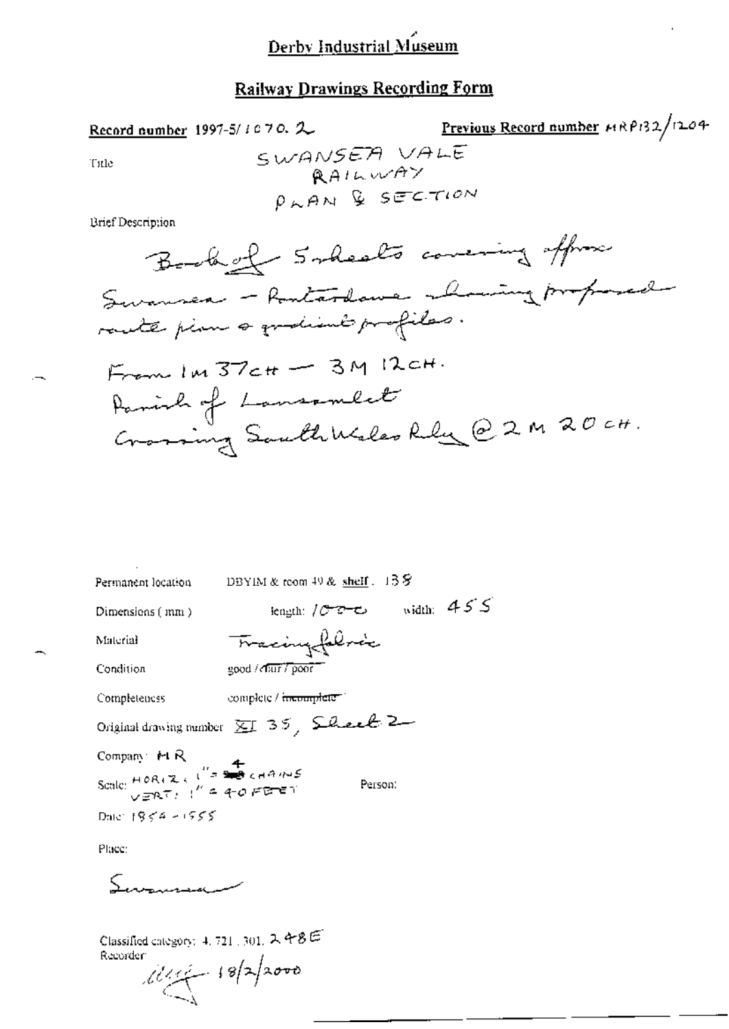# Derby Industrial Museum

## Railway Drawings Recording Form

**Record number** 1997-5/1070.2

**Previous Record number** MRP132/1204

Title: SWANSEA VALE RAILWAY PLAN & SECTION

Brief Description:

Book of 5 sheets covering approx Swansea – Pontardawe showing proposed route plan & gradient profiles.

From 1M 37CH – 3M 12CH.
Parish of Lansamlet
Crossing South Wales Rly @ 2M 20CH.

Permanent location: DBYIM & room 49 & shelf. 138

Dimensions (mm): length: 1000 width: 455

Material: Tracing fabric

Condition: good / ~~fair / poor~~

Completeness: complete / ~~incomplete~~

Original drawing number: XI 35, Sheet 2

Company: MR

Scale: HORIZ: 1" = 4 CHAINS; VERT: 1" = 40 FEET

Person:

Date: 1854 – 1555

Place:

Swansea

Classified category: 4.721.301.248E

Recorder: 18/2/2000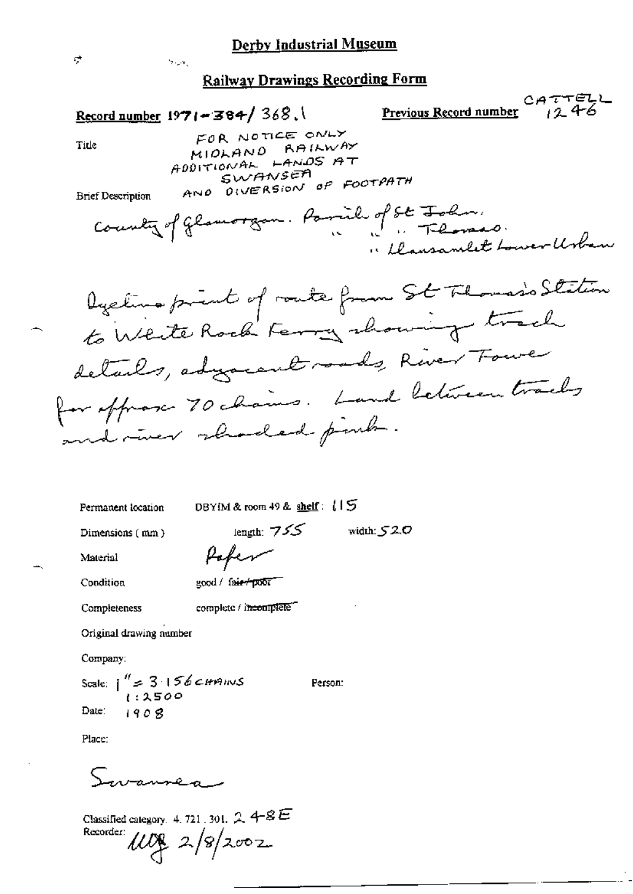# Derby Industrial Museum

## Railway Drawings Recording Form

**Record number** 1971-384/368.1 **Previous Record number** CATTELL 1246

Title: FOR NOTICE ONLY MIDLAND RAILWAY ADDITIONAL LANDS AT SWANSEA AND DIVERSION OF FOOTPATH

Brief Description: County of Glamorgan. Parish of St John. " " " Thomas. " Llansamlet Lower Urban

Dyeline print of route from St Thomas's Station to White Rock Ferry showing track details, adjacent roads, River Tawe for approx 70 chains. Land between tracks and river shaded pink.

Permanent location: DBYIM & room 49 & shelf: 115

Dimensions (mm): length: 755 width: 520

Material: Paper

Condition: good / ~~fair / poor~~

Completeness: complete / ~~incomplete~~

Original drawing number

Company:

Scale: 1" = 3.156 CHAINS 1:2500

Person:

Date: 1908

Place:

Swansea

Classified category. 4.721.301. 2 4-8E

Recorder: [initials] 2/8/2002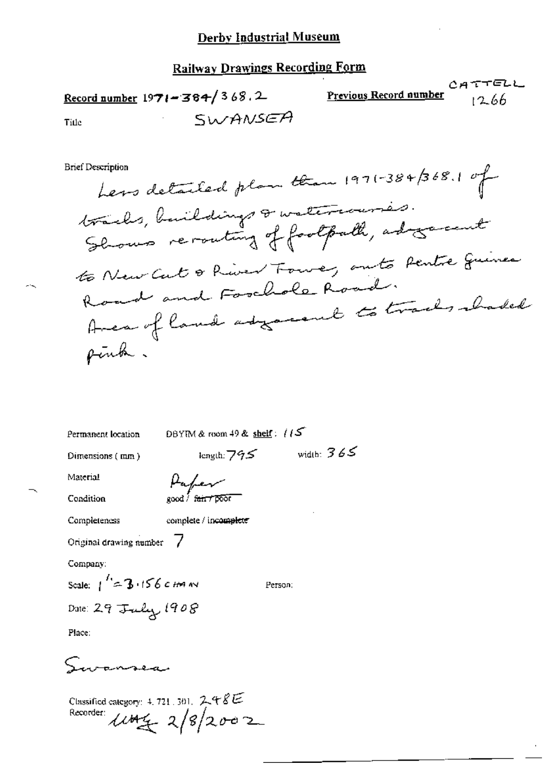# Derby Industrial Museum

## Railway Drawings Recording Form

**Record number** 1971-384/368.2

**Previous Record number** CATTELL 1266

Title SWANSEA

Brief Description

Less detailed plan than 1971-384/368.1 of tracks, buildings & watercourses. Shows rerouting of footpath, adjacent to New Cut & River Tawe, onto Pentre Guinea Road and Foxhole Road. Area of land adjacent to tracks shaded pink.

Permanent location DBYIM & room 49 & **shelf**: 115

Dimensions (mm) length: 795 width: 365

Material Paper

Condition good / ~~fair / poor~~

Completeness complete / ~~incomplete~~

Original drawing number 7

Company:

Scale: 1" = 3.156 CHAIN

Person:

Date: 29 July 1908

Place:

Swansea

Classified category: 4.721.301. 248E

Recorder: uu4 2/8/2002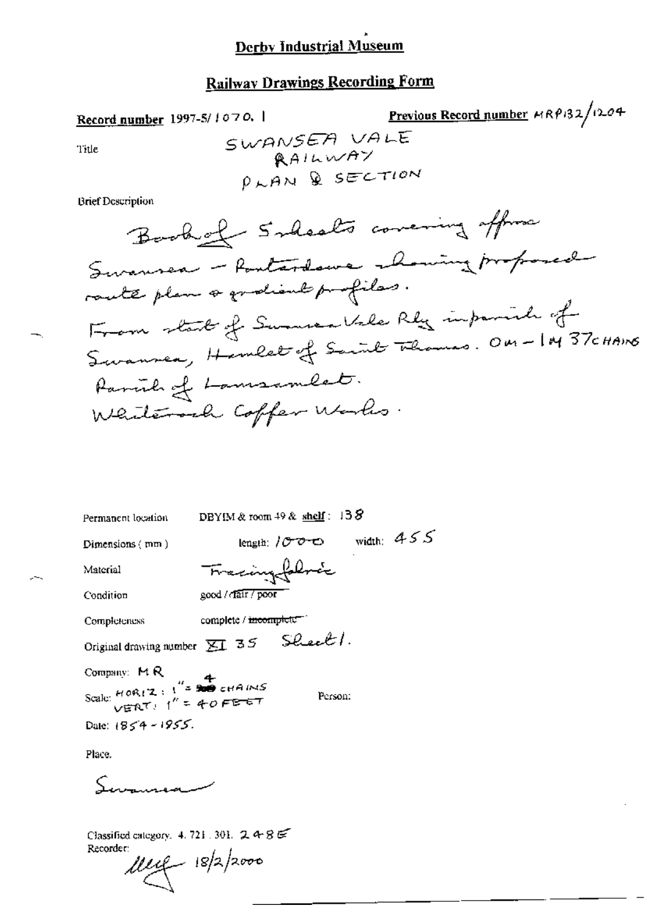# Derby Industrial Museum

## Railway Drawings Recording Form

**Record number** 1997-5/1070.1

**Previous Record number** MRP132/1204

Title

SWANSEA VALE RAILWAY PLAN & SECTION

Brief Description

Book of 5 sheets covering approx Swansea - Pontardawe showing proposed route plan & gradient profiles.
From start of Swansea Vale Rly in parish of Swansea, Hamlet of Saint Thomas. 0M - 1M 37CHAINS Parish of Lansamlet.
Whiterock Copper Works.

Permanent location: DBYIM & room 49 & shelf: 138

Dimensions (mm): length: 1000 width: 455

Material: Tracing fabric

Condition: good / fair / poor

Completeness: complete / ~~incomplete~~

Original drawing number: XI 35 Sheet 1.

Company: MR

Scale: HORIZ: 1" = 4 CHAINS
VERT: 1" = 40 FEET

Person:

Date: 1854 - 1955.

Place.

Swansea

Classified category. 4.721.301. 248E

Recorder: 18/2/2000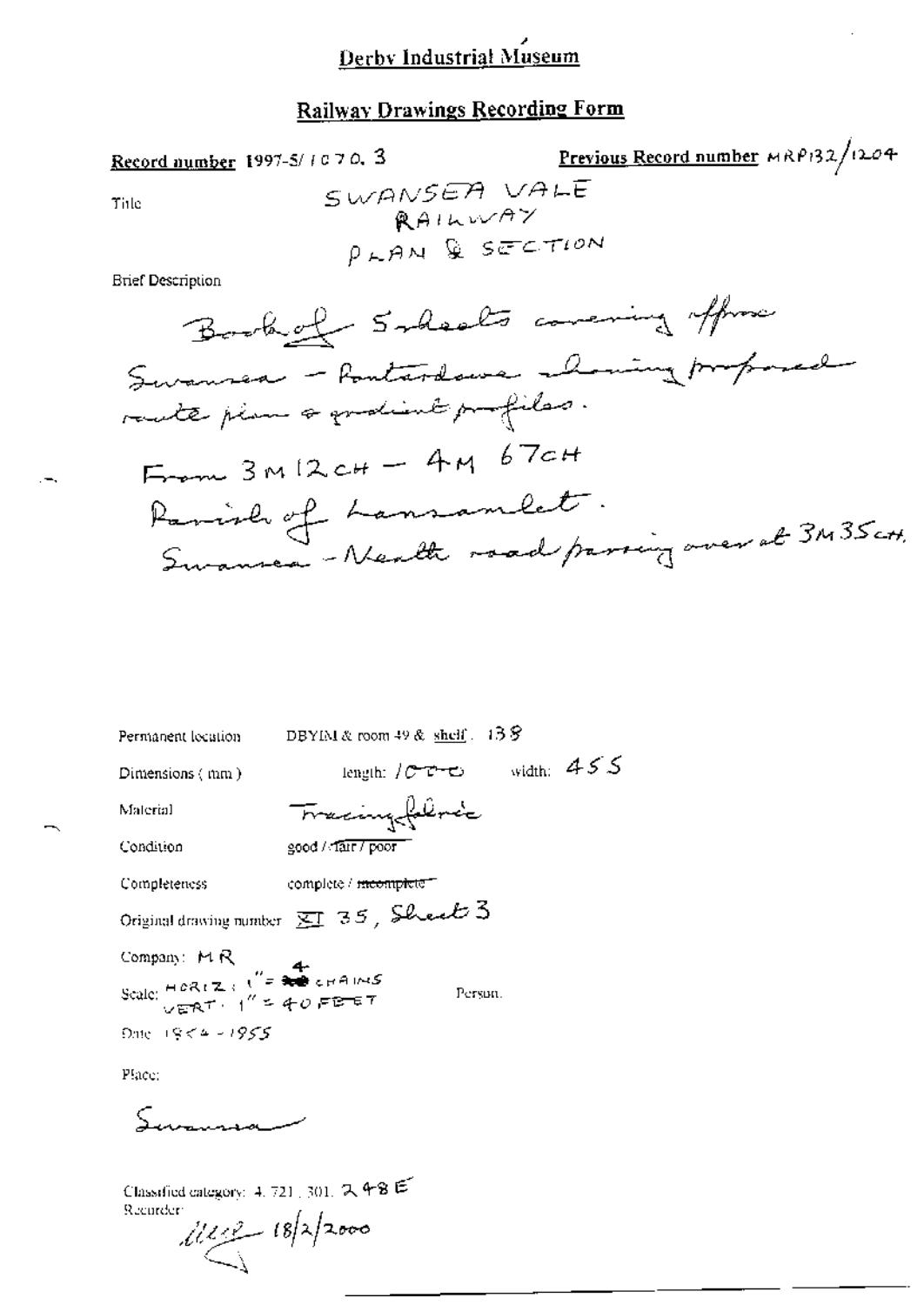# Derby Industrial Museum

## Railway Drawings Recording Form

**Record number** 1997-5/1070.3

**Previous Record number** MRP132/1204

Title

SWANSEA VALE RAILWAY PLAN & SECTION

Brief Description

Book of 5 sheets covering approx Swansea - Pontardawe showing proposed route plan & gradient profiles.

From 3M 12CH - 4M 67CH

Parish of Llansamlet.

Swansea - Neath road passing over at 3M 35CH.

Permanent location: DBYIM & room 49 & shelf: 138

Dimensions (mm): length: 1000 width: 455

Material: Tracing fabric

Condition: good / fair / poor

Completeness: complete / ~~incomplete~~

Original drawing number: XI 35, Sheet 3

Company: MR

Scale: HORIZ: 1" = 4 CHAINS; VERT: 1" = 40 FEET

Person:

Date: 1854 - 1855

Place:

Swansea

Classified category: 4.721.301.248E

Recorder: 18/2/2000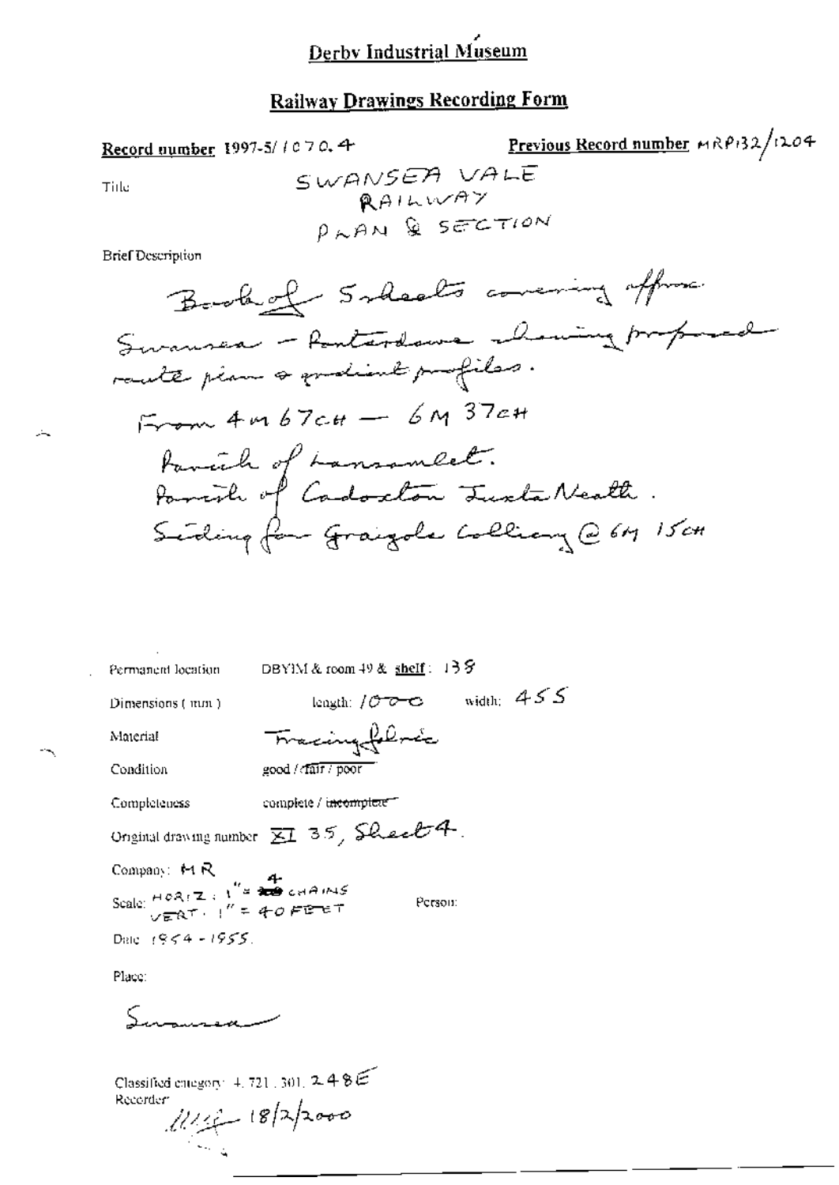# Derby Industrial Museum

## Railway Drawings Recording Form

**Record number** 1997-5/1070.4 **Previous Record number** MRP132/1204

Title SWANSEA VALE RAILWAY PLAN & SECTION

Brief Description

Book of 5 sheets covering approx Swansea - Pontardawe showing proposed route plan & gradient profiles.

From 4m 67ch — 6m 37ch

Parish of Llansamlet.

Parish of Cadoxton Juxta Neath.

Siding for Graigola Colliery @ 6m 15ch

Permanent location DBYIM & room 49 & shelf: 138

Dimensions ( mm ) length: 1000 width: 455

Material Tracing fabric

Condition good / fair / poor

Completeness complete / ~~incomplete~~

Original drawing number XI 35, Sheet 4.

Company: MR

Scale: HORIZ: 1" = 4 CHAINS
VERT: 1" = 40 FEET

Person:

Date 1954 - 1955.

Place:

Swansea

Classified category: 4.721.301.248E

Recorder 18/2/2000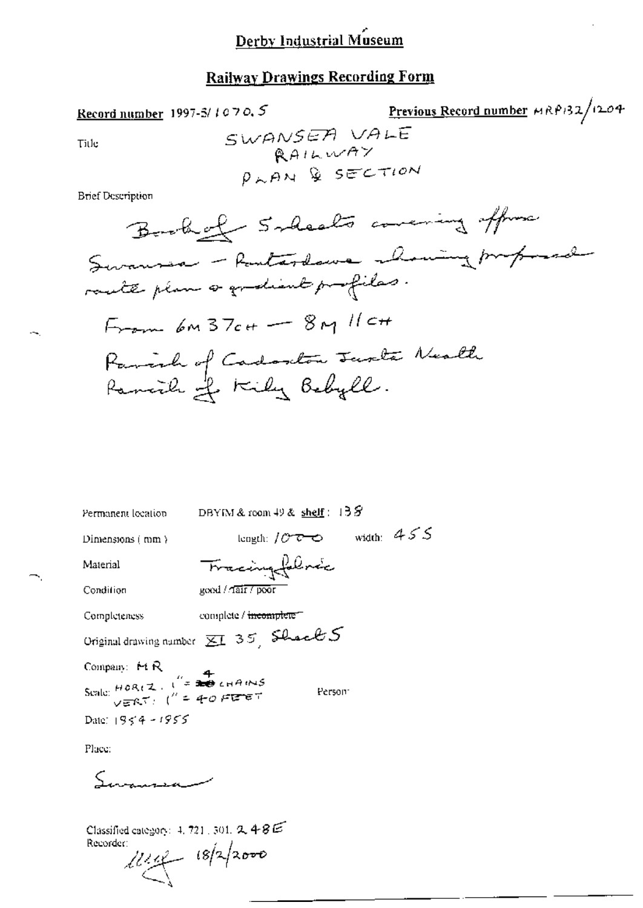# Derby Industrial Museum

## Railway Drawings Recording Form

**Record number** 1997-5/1070.5

**Previous Record number** MRP132/1204

Title: SWANSEA VALE RAILWAY PLAN & SECTION

Brief Description

Book of 5 sheets covering approx Swansea - Pontardawe showing proposed route plan & gradient profiles.

From 6M 37CH — 8M 11CH

Parish of Cadoxton Juxta Neath

Parish of Kily Bebyll.

Permanent location: DBYIM & room 49 & shelf: 138

Dimensions (mm): length: 1000 width: 455

Material: Tracing fabric

Condition: good / fair / poor

Completeness: complete / ~~incomplete~~

Original drawing number: XI 35, Sheet 5

Company: MR

Scale: HORIZ. 1" = 4 CHAINS, VERT: 1" = 40 FEET

Person:

Date: 1954 - 1955

Place:

Swansea

Classified category: 4.721.301.248E

Recorder: 18/2/2000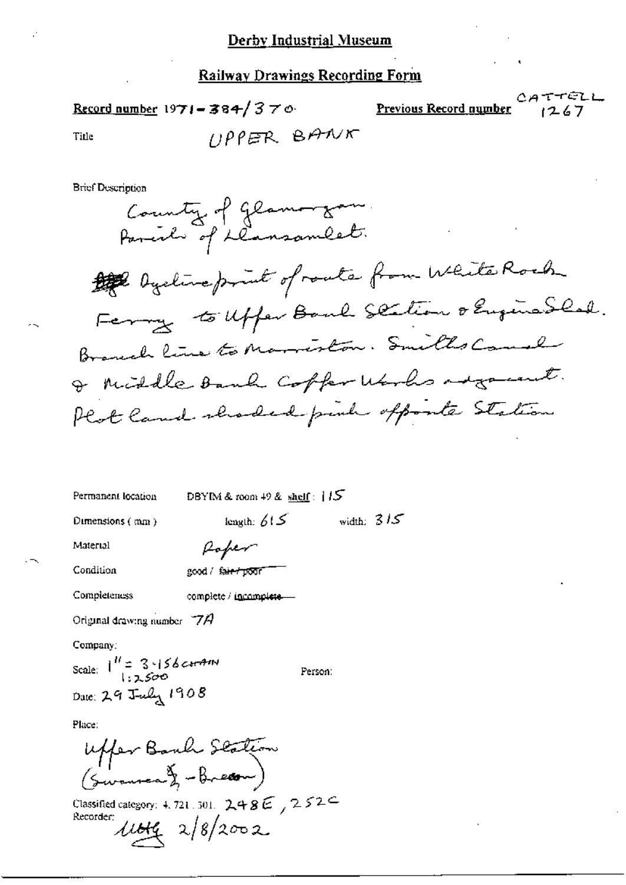# Derby Industrial Museum

## Railway Drawings Recording Form

**Record number** 1971-384/370

**Previous Record number** CATTELL 1267

Title UPPER BANK

Brief Description

County of Glamorgan.
Parish of Llansamlet.

Dyeline print of route from White Rock Ferry to Upper Bank Station & Engine Shed. Branch line to Morriston. Smiths Canal & Middle Bank Copper Works adjacent. Plot land shaded pink opposite Station

Permanent location DBYIM & room 49 & shelf: 115

Dimensions (mm) length: 615 width: 315

Material Paper

Condition good / ~~fair / poor~~

Completeness complete / ~~incomplete~~

Original drawing number 7A

Company:

Scale: 1" = 3.156 CHAIN 1:2500

Person:

Date: 29 July 1908

Place:

Upper Bank Station (Swansea & - Brecon)

Classified category: 4.721.301. 248E, 252C

Recorder: MBH 2/8/2002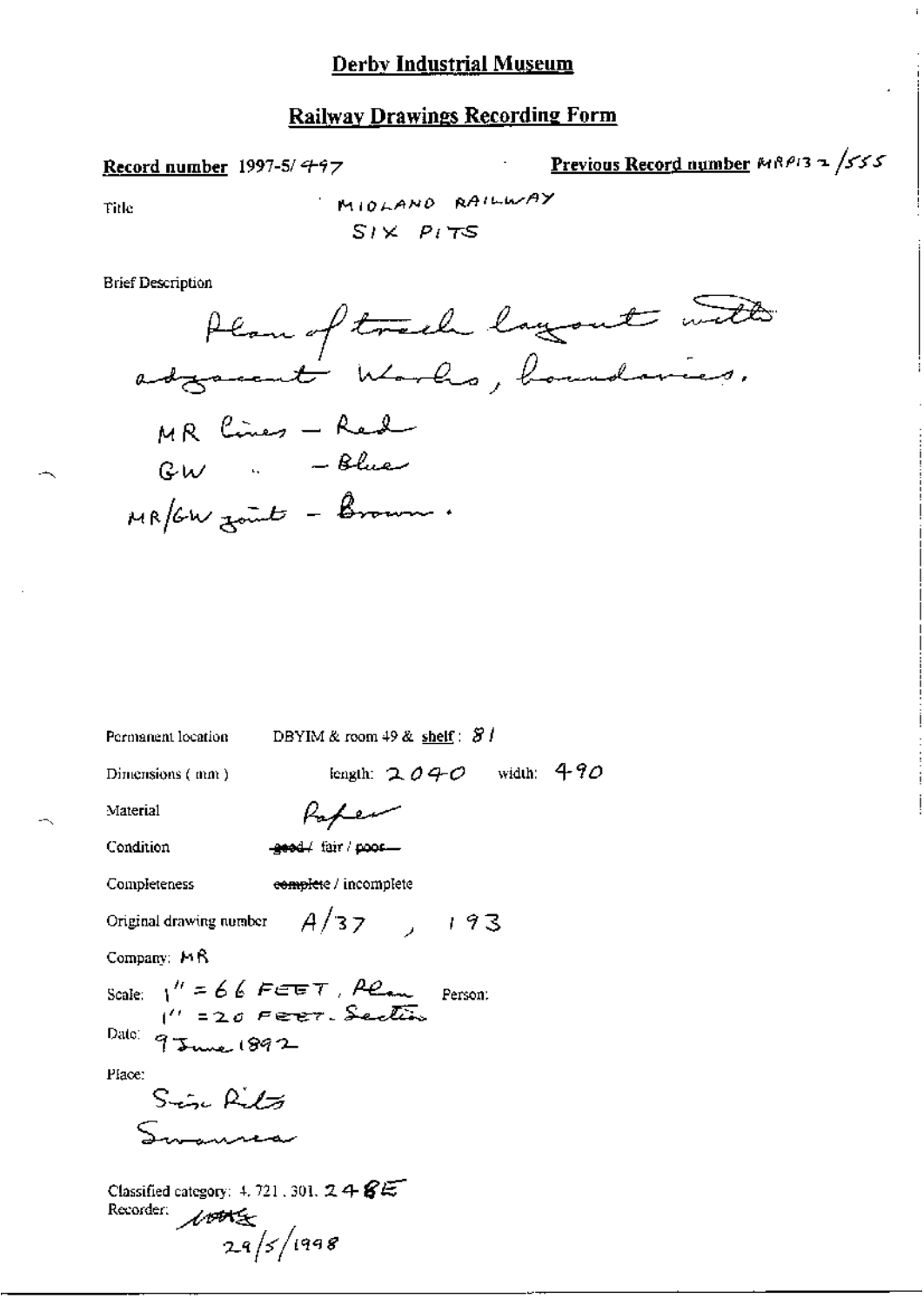# Derby Industrial Museum

## Railway Drawings Recording Form

**Record number** 1997-5/497

**Previous Record number** MRP132/555

Title: MIDLAND RAILWAY
SIX PITS

Brief Description

Plan of track layout with adjacent Works, boundaries.

MR Lines – Red
GW " – Blue
MR/GW joint – Brown.

Permanent location: DBYIM & room 49 & **shelf**: 81

Dimensions (mm): length: 2040 width: 490

Material: Paper

Condition: ~~good~~ / fair / ~~poor~~

Completeness: ~~complete~~ / incomplete

Original drawing number: A/37, 193

Company: MR

Scale: 1" = 66 FEET, Plan
1" = 20 FEET. Section

Person:

Date: 9 June 1892

Place:
Six Pits
Swansea

Classified category: 4.721.301.248E

Recorder: [initials]
29/5/1998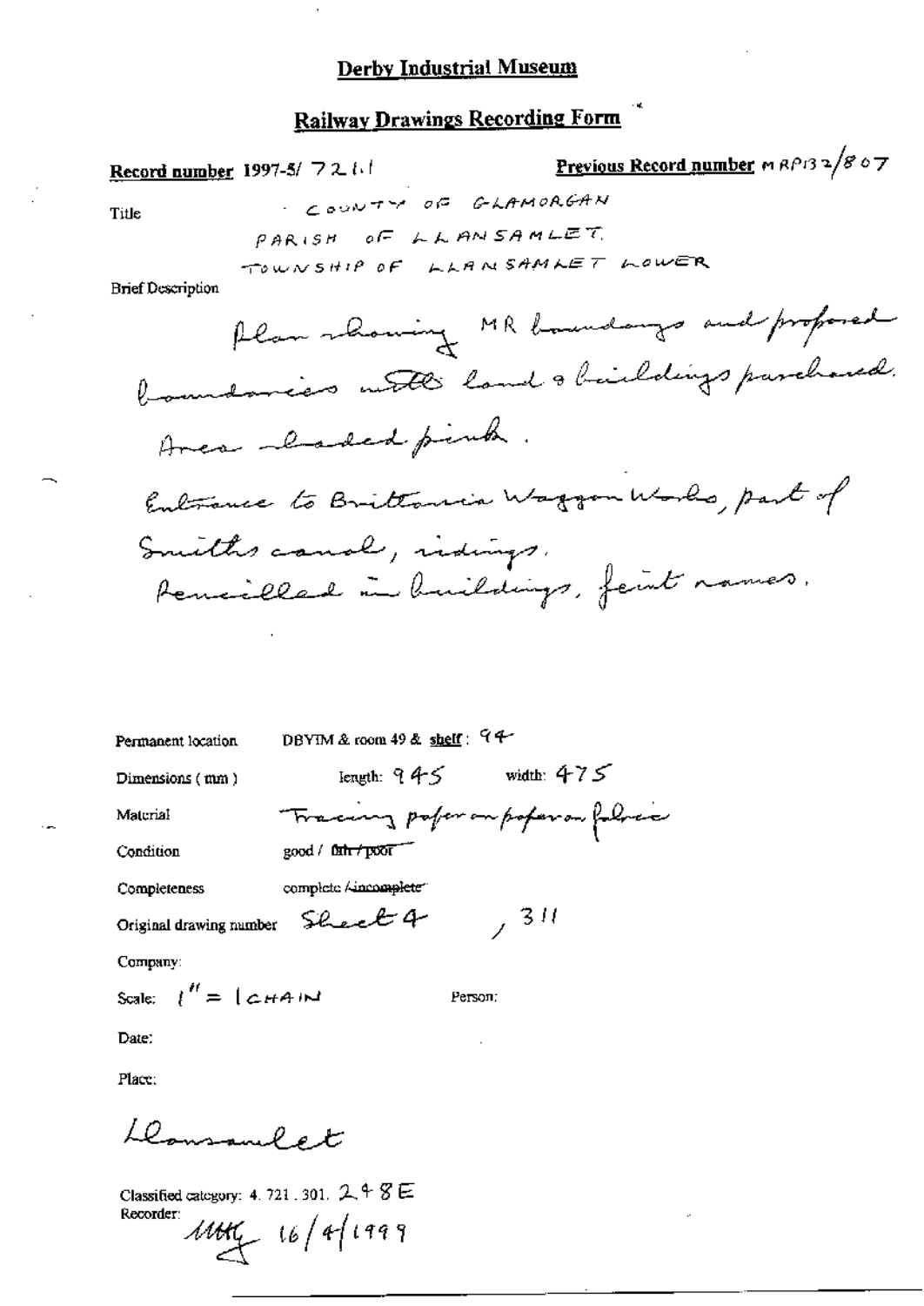# Derby Industrial Museum

## Railway Drawings Recording Form

**Record number** 1997-5/ 721.1

**Previous Record number** MRP132/807

Title

COUNTY OF GLAMORGAN
PARISH OF LLANSAMLET
TOWNSHIP OF LLANSAMLET LOWER

Brief Description

Plan showing MR boundary and proposed boundaries with land & buildings purchased. Area shaded pink.
Entrance to Brittania Waggon Works, part of Smiths canal, sidings.
Pencilled in buildings, faint names.

Permanent location DBYIM & room 49 & shelf: 94

Dimensions (mm) length: 945 width: 475

Material Tracing paper on paper on fabric

Condition good / ~~fair / poor~~

Completeness complete / ~~incomplete~~

Original drawing number Sheet 4 , 311

Company:

Scale: 1" = 1 CHAIN

Person:

Date:

Place:

Llansamlet

Classified category: 4. 721 . 301. 248E

Recorder: MHG 16/4/1999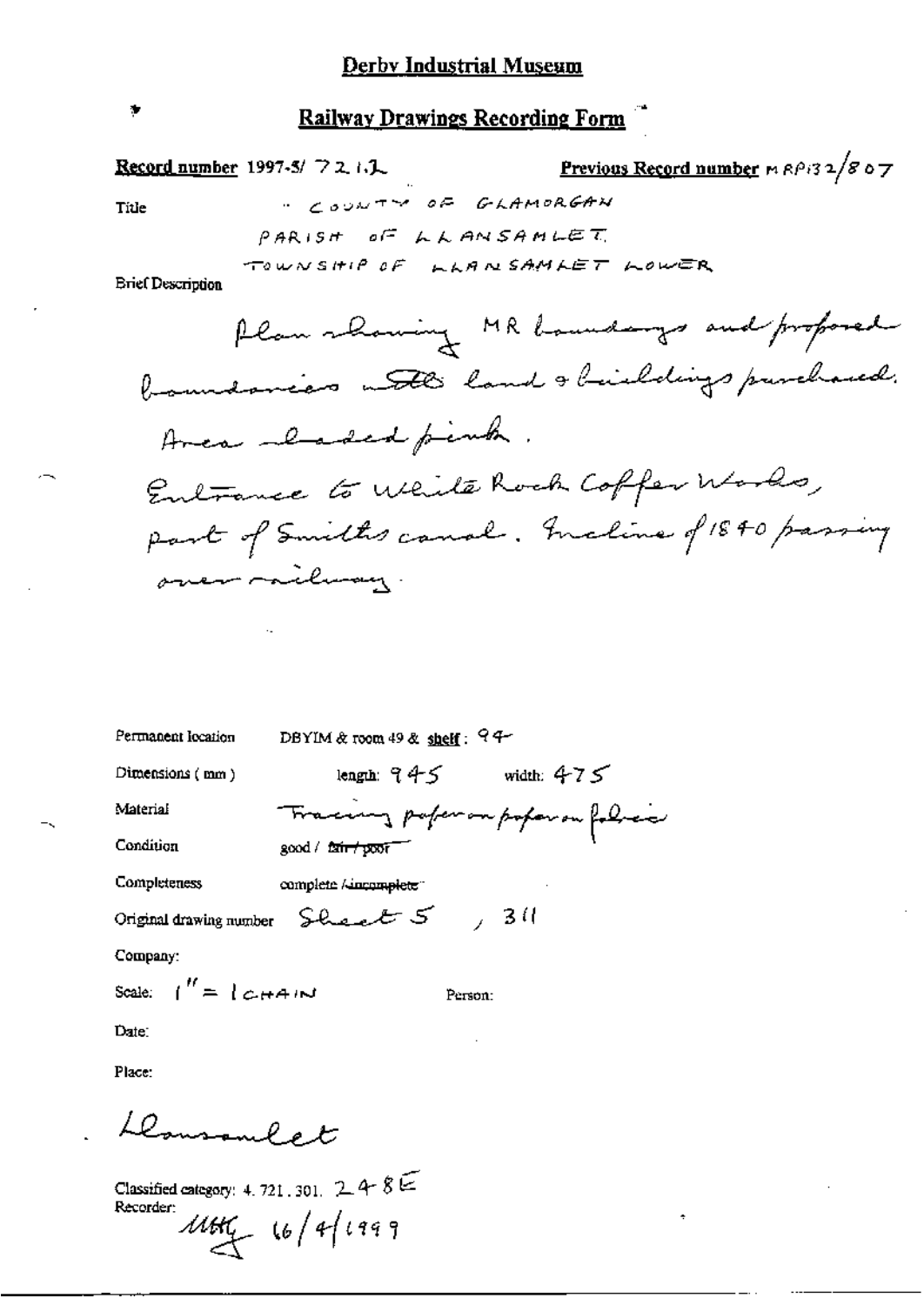# Derby Industrial Museum

## Railway Drawings Recording Form

**Record number** 1997-5/ 721.2  **Previous Record number** MRP132/807

Title
COUNTY OF GLAMORGAN
PARISH OF LLANSAMLET
TOWNSHIP OF LLANSAMLET LOWER

Brief Description

Plan showing MR boundary and proposed boundaries with land & buildings purchased. Area shaded pink.
Entrance to White Rock Copper Works, part of Smith's canal. Incline of 1840 passing over railway.

Permanent location  DBYIM & room 49 & **shelf**: 94

Dimensions (mm)  length: 945  width: 475

Material  Tracing paper on paper on fabric

Condition  good / ~~fair / poor~~

Completeness  complete / ~~incomplete~~

Original drawing number  Sheet 5, 311

Company:

Scale: 1" = 1 CHAIN  Person:

Date:

Place:

Llansamlet

Classified category: 4.721.301. 248E

Recorder:
MHG 16/4/1999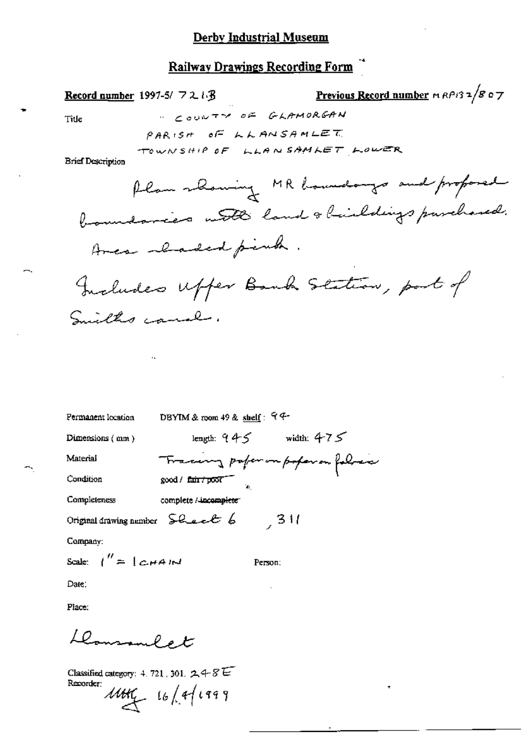# Derby Industrial Museum

## Railway Drawings Recording Form

**Record number** 1997-5/ 721.B **Previous Record number** MRP132/807

Title " COUNTY OF GLAMORGAN
PARISH OF LLANSAMLET
TOWNSHIP OF LLANSAMLET LOWER

Brief Description

Plan showing MR boundary and proposed boundaries with land & buildings purchased. Area shaded pink.

Includes Upper Bank Station, part of Smiths canal.

Permanent location DBYIM & room 49 & shelf : 94

Dimensions ( mm ) length: 945 width: 475

Material Tracing paper on paper on fabric

Condition good / ~~fair / poor~~

Completeness complete / ~~incomplete~~

Original drawing number Sheet 6 , 311

Company:

Scale: 1" = 1 CHAIN Person:

Date:

Place:

Llansamlet

Classified category: 4. 721. 301. 248E

Recorder: MHG 16/4/1999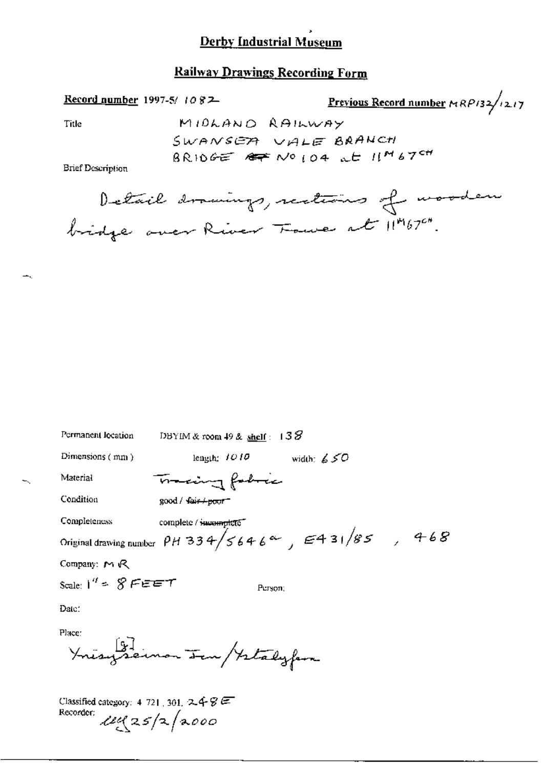# Derby Industrial Museum

## Railway Drawings Recording Form

**Record number** 1997-5/ 1082

**Previous Record number** MRP132/1217

Title

MIDLAND RAILWAY
SWANSEA VALE BRANCH
BRIDGE ~~AT~~ No 104 at $11^{M}67^{CH}$

Brief Description

Detail drawings, sections of wooden bridge over River Tawe at $11^{M}67^{CH}$.

Permanent location: DBYIM & room 49 & shelf: 138

Dimensions (mm): length: 1010 width: 650

Material: Tracing fabric

Condition: good / ~~fair / poor~~

Completeness: complete / ~~incomplete~~

Original drawing number: PH 334/5646a, E431/85, 468

Company: MR

Scale: 1" = 8 FEET

Person:

Date:

Place: Ynisygeinon [?] Inn/Ystalyfera

Classified category: 4.721.301. 248E

Recorder: [initials] 25/2/2000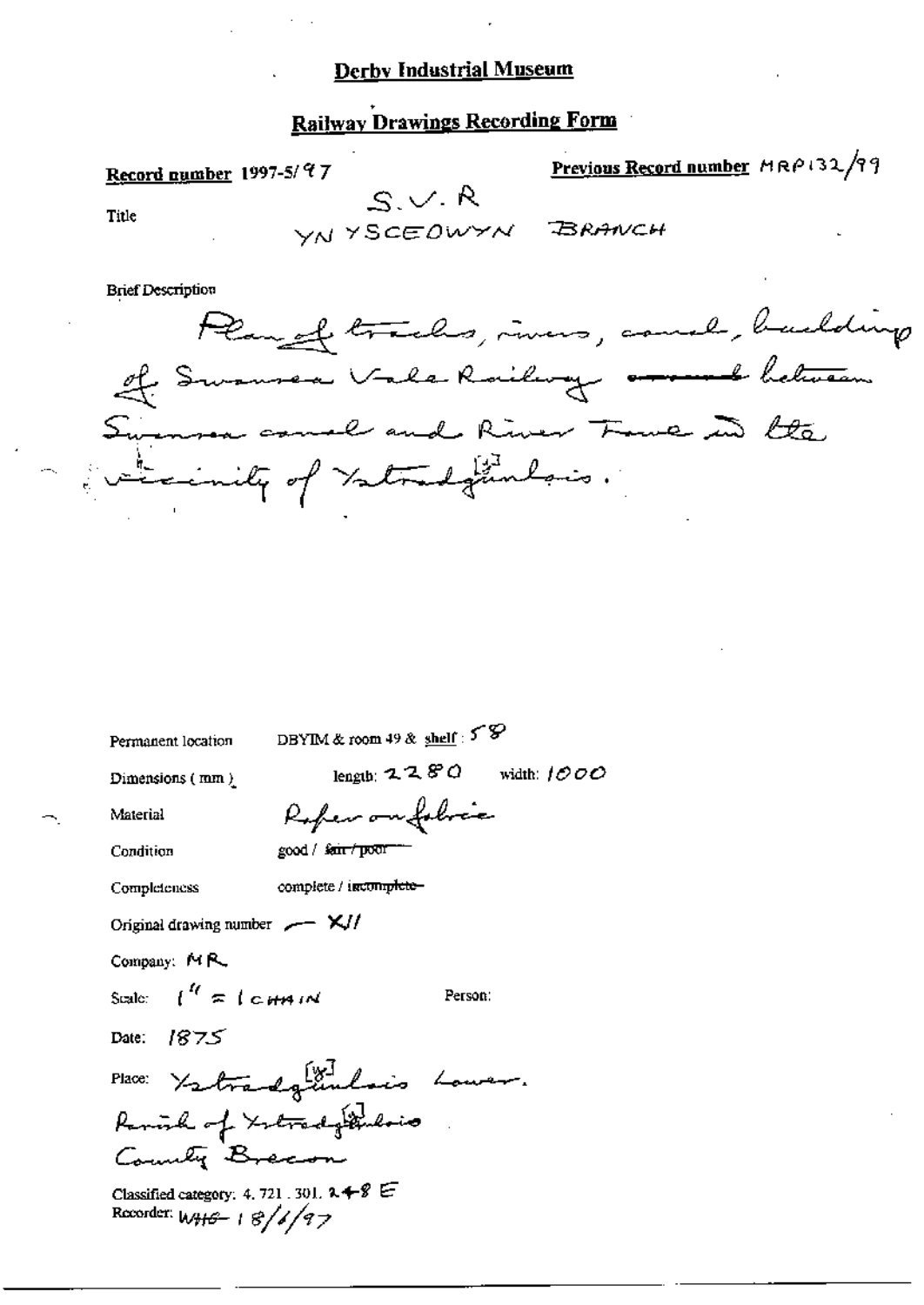**Derby Industrial Museum**

**Railway Drawings Recording Form**

**Record number** 1997-5/97

**Previous Record number** MRP132/99

Title

S.V.R
YNYSCEDWYN BRANCH

Brief Description

Plan of tracks, rivers, canal, buildings of Swansea Vale Railway ~~around~~ between Swansea canal and River Tawe in the vicinity of Ystradgynlais.

Permanent location: DBYIM & room 49 & shelf : 58

Dimensions (mm): length: 2280 width: 1000

Material: Paper on fabric

Condition: good / ~~fair / poor~~

Completeness: complete / ~~incomplete~~

Original drawing number: — X/I

Company: MR

Scale: 1" = 1 CHAIN

Person:

Date: 1875

Place: Ystradgynlais Lower.
Parish of Ystradgynlais
County Brecon

Classified category: 4. 721 . 301. 248 E

Recorder: WHG 18/6/97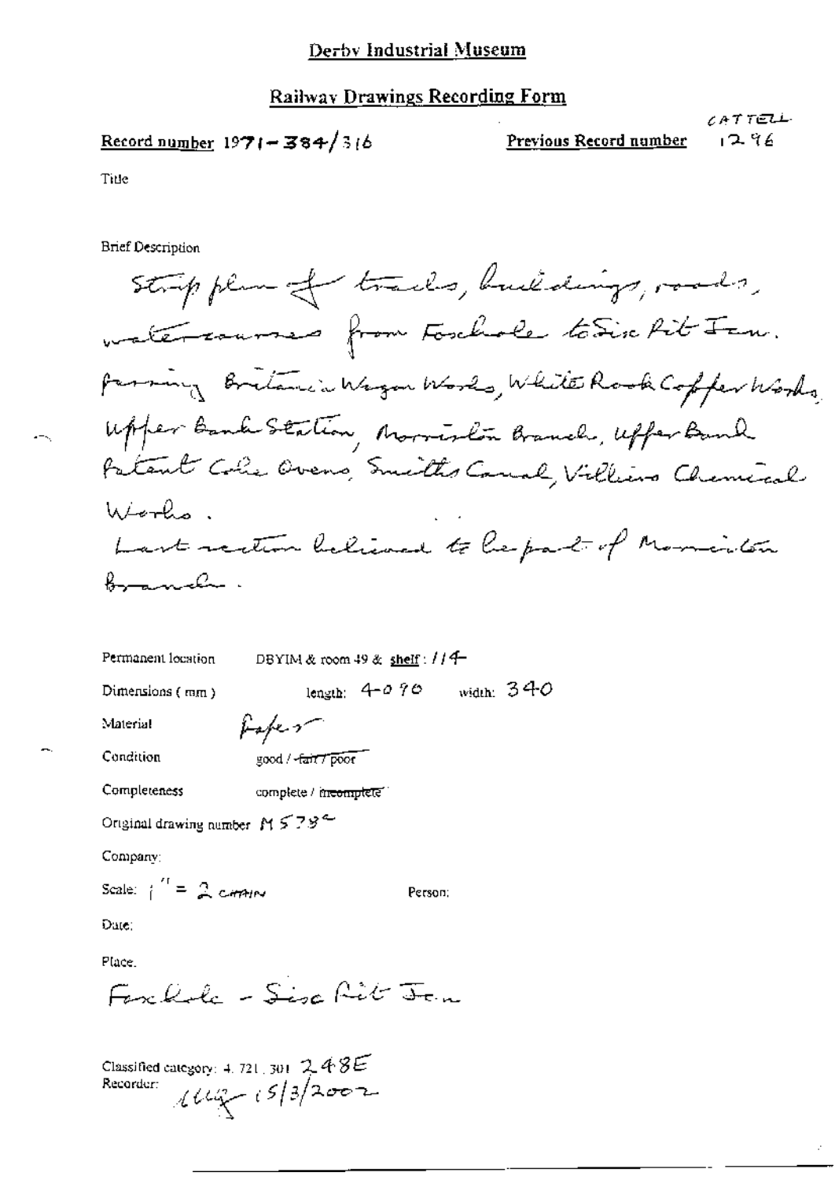# Derby Industrial Museum

## Railway Drawings Recording Form

Record number 1971-384/316

Previous Record number CATTELL 1296

Title

Brief Description

Strip plan of tracks, buildings, roads, watercourses from Foxhole to Sisc Pit Jcn. passing Britannia Wagon Works, White Rock Copper Works, Upper Bank Station, Morriston Branch, Upper Bank Patent Coke Ovens, Smiths Canal, Villiers Chemical Works.

Last section believed to be part of Morriston Branch.

Permanent location DBYIM & room 49 & shelf : 114

Dimensions (mm) length: 4090 width: 340

Material Paper

Condition good / ~~fair / poor~~

Completeness complete / ~~incomplete~~

Original drawing number M 579c

Company:

Scale: 1" = 2 CHAIN

Person:

Date:

Place.

Foxhole - Sisc Pit Jcn

Classified category: 4. 721. 301 248E

Recorder: [initials] 15/3/2002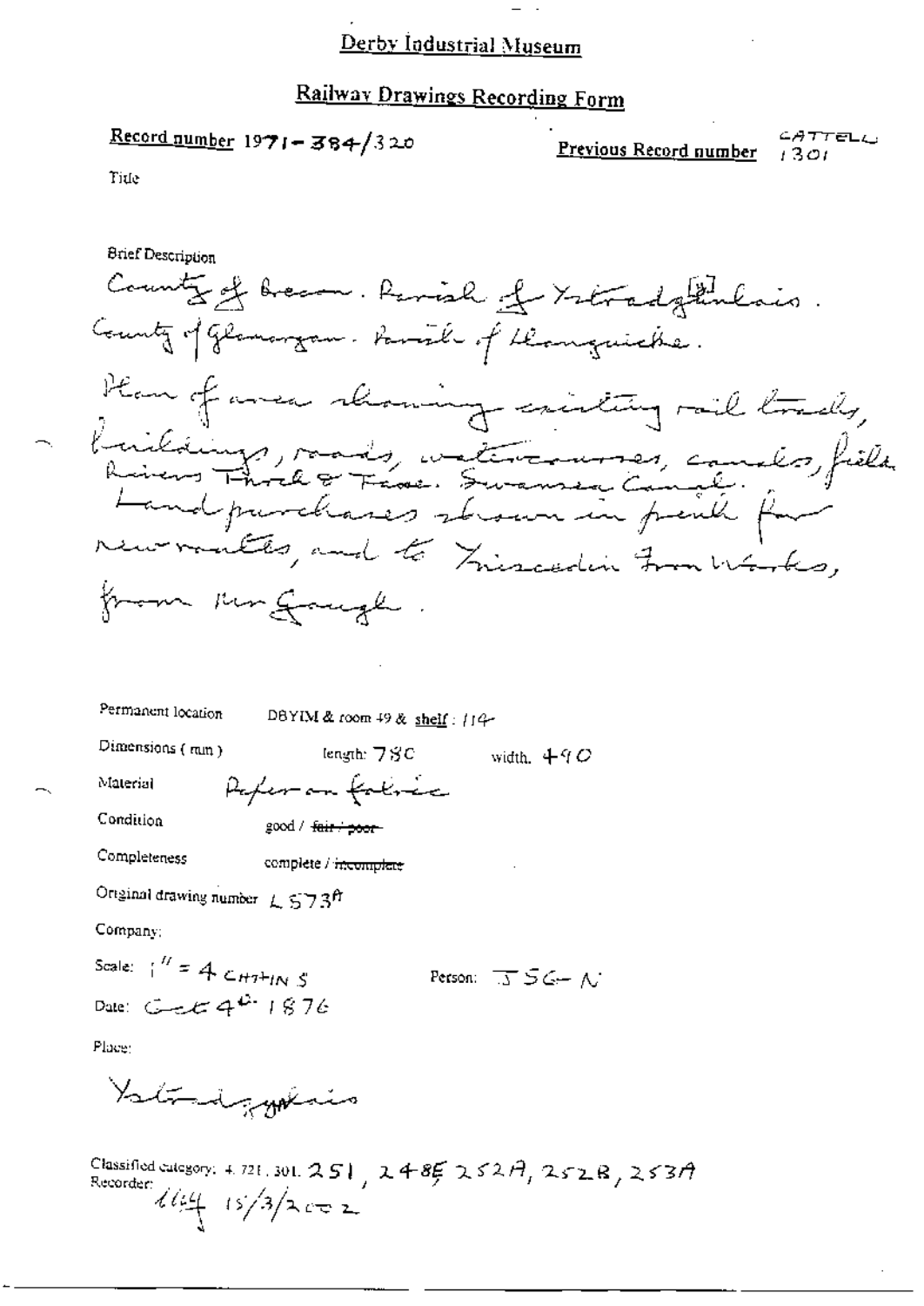Derby Industrial Museum

## Railway Drawings Recording Form

**Record number** 1971-384/320

**Previous Record number** CATTELL 1301

Title

Brief Description

County of Brecon. Parish of Ystradgynlais.
County of Glamorgan. Parish of Llanguicke.
Plan of area showing existing rail tracks, buildings, roads, watercourses, canals, fields. Rivers Twrch & Tawe. Swansea Canal.
Land purchases shown in pencil for new routes, and to Yniscedwin Iron Works, from Mr Gough.

Permanent location DBYIM & room 49 & shelf : 114

Dimensions ( mm ) length: 780 width. 490

Material Paper on fabric

Condition good / ~~fair / poor~~

Completeness complete / ~~incomplete~~

Original drawing number L573A

Company:

Scale: 1" = 4 CHAINS

Person: JSG-N

Date: Oct 4th 1876

Place:

Ystradgynlais

Classified category: 4. 721. 301. 251, 248E 252A, 252B, 253A

Recorder: 

llb4 15/3/2002